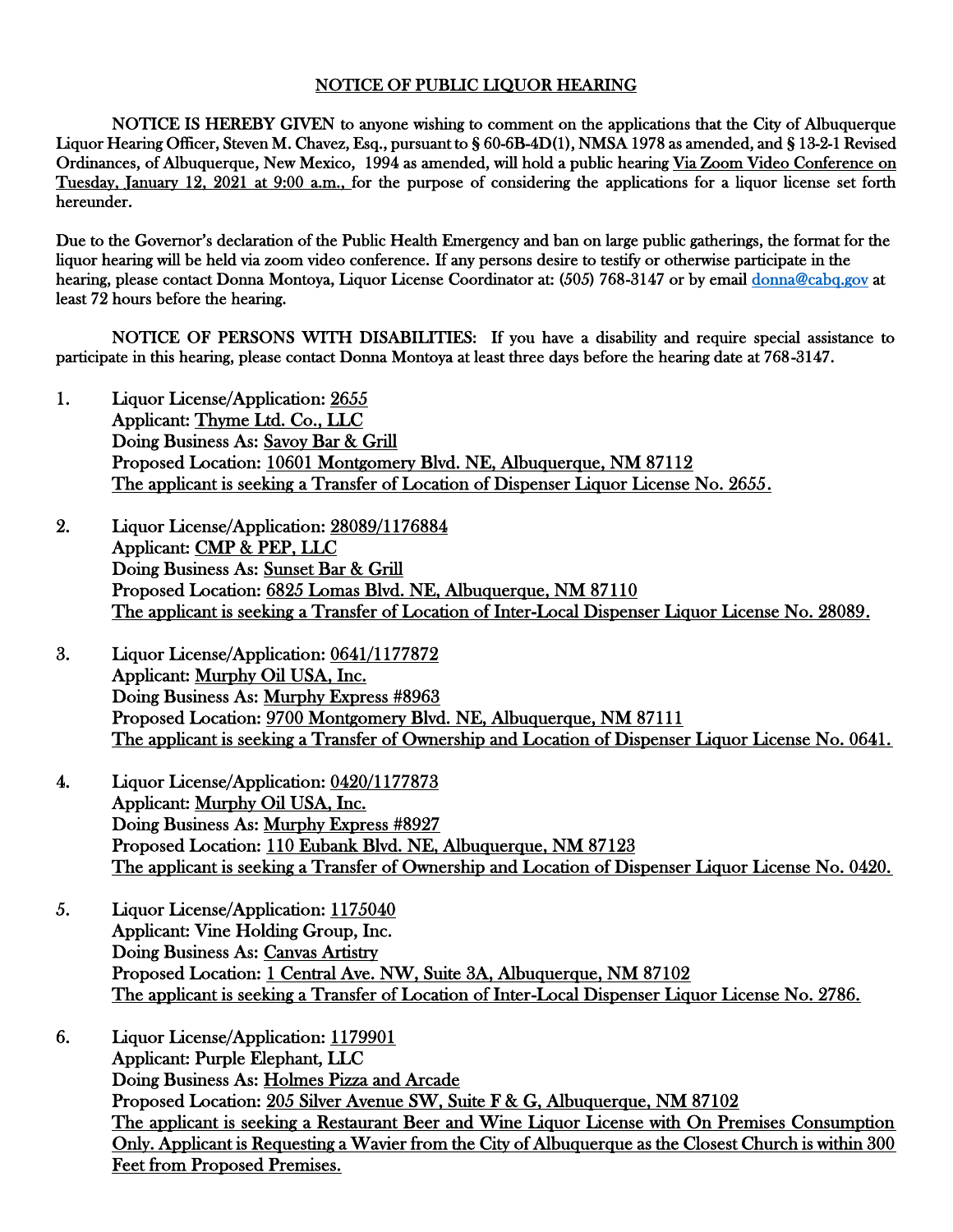## NOTICE OF PUBLIC LIQUOR HEARING

**NOTICE IS HEREBY GIVEN** to anyone wishing to comment on the applications that the City of Albuquerque Liquor Hearing Officer, Steven M. Chavez, Esq., pursuant to § 60-6B-4D(1), NMSA 1978 as amended, and § 13-2-1 Revised Ordinances, of Albuquerque, New Mexico, 1994 as amended, will hold a public hearing Via Zoom Video Conference on Tuesday, January 12, 2021 at 9:00 a.m., for the purpose of considering the applications for a liquor license set forth hereunder.

Due to the Governor's declaration of the Public Health Emergency and ban on large public gatherings, the format for the liquor hearing will be held via zoom video conference. If any persons desire to testify or otherwise participate in the hearing, please contact Donna Montoya, Liquor License Coordinator at: (505) 768-3147 or by email donna@cabq.gov at least 72 hours before the hearing.

**NOTICE OF PERSONS WITH DISABILITIES:** If you have a disability and require special assistance to participate in this hearing, please contact Donna Montoya at least three days before the hearing date at 768-3147.

1. Liquor License/Application: 2655
   Applicant: Thyme Ltd. Co., LLC
   Doing Business As: Savoy Bar & Grill
   Proposed Location: 10601 Montgomery Blvd. NE, Albuquerque, NM 87112
   The applicant is seeking a Transfer of Location of Dispenser Liquor License No. 2655.

2. Liquor License/Application: 28089/1176884
   Applicant: CMP & PEP, LLC
   Doing Business As: Sunset Bar & Grill
   Proposed Location: 6825 Lomas Blvd. NE, Albuquerque, NM 87110
   The applicant is seeking a Transfer of Location of Inter-Local Dispenser Liquor License No. 28089.

3. Liquor License/Application: 0641/1177872
   Applicant: Murphy Oil USA, Inc.
   Doing Business As: Murphy Express #8963
   Proposed Location: 9700 Montgomery Blvd. NE, Albuquerque, NM 87111
   The applicant is seeking a Transfer of Ownership and Location of Dispenser Liquor License No. 0641.

4. Liquor License/Application: 0420/1177873
   Applicant: Murphy Oil USA, Inc.
   Doing Business As: Murphy Express #8927
   Proposed Location: 110 Eubank Blvd. NE, Albuquerque, NM 87123
   The applicant is seeking a Transfer of Ownership and Location of Dispenser Liquor License No. 0420.

5. Liquor License/Application: 1175040
   Applicant: Vine Holding Group, Inc.
   Doing Business As: Canvas Artistry
   Proposed Location: 1 Central Ave. NW, Suite 3A, Albuquerque, NM 87102
   The applicant is seeking a Transfer of Location of Inter-Local Dispenser Liquor License No. 2786.

6. Liquor License/Application: 1179901
   Applicant: Purple Elephant, LLC
   Doing Business As: Holmes Pizza and Arcade
   Proposed Location: 205 Silver Avenue SW, Suite F & G, Albuquerque, NM 87102
   The applicant is seeking a Restaurant Beer and Wine Liquor License with On Premises Consumption Only. Applicant is Requesting a Wavier from the City of Albuquerque as the Closest Church is within 300 Feet from Proposed Premises.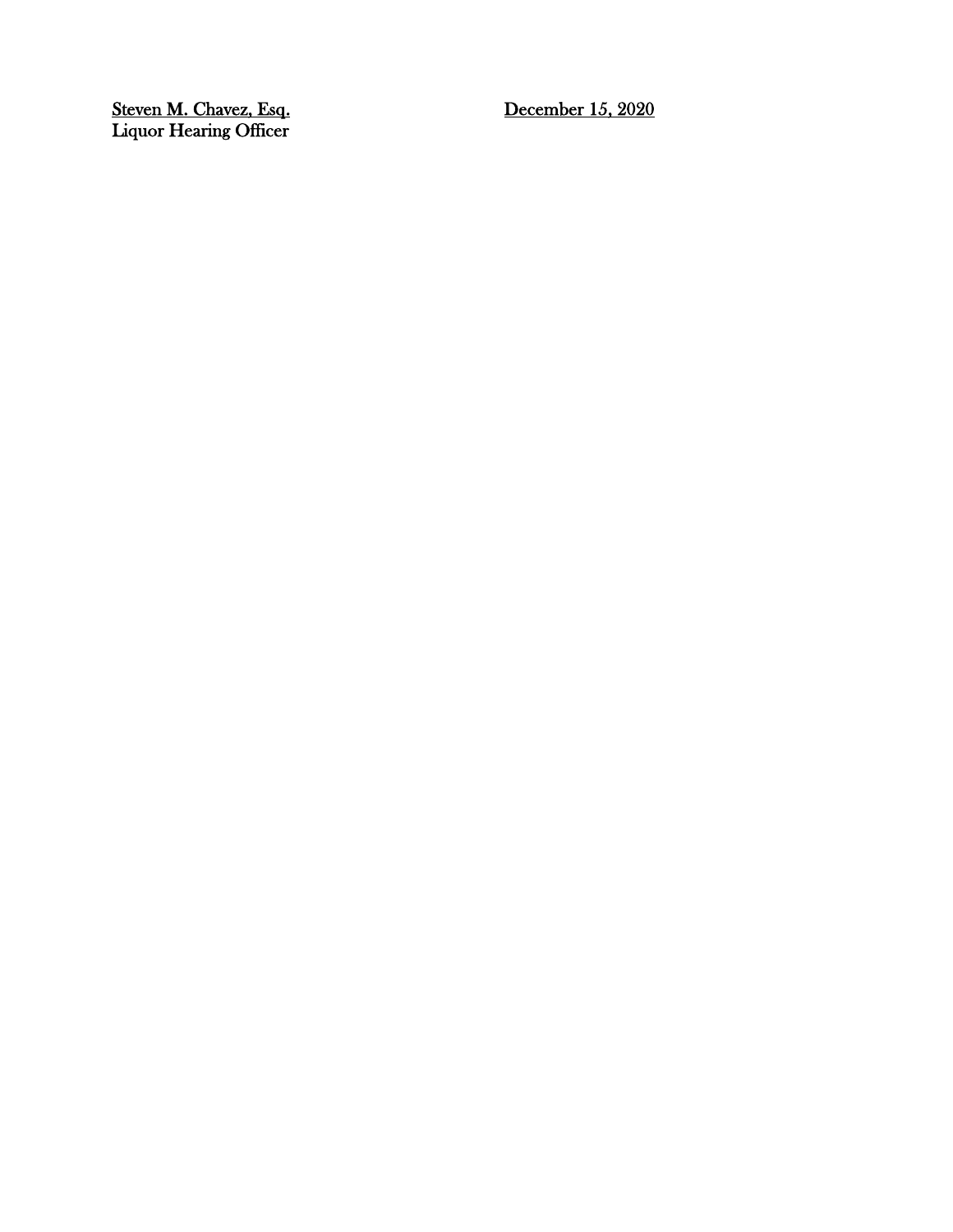<u>Steven M. Chavez, Esq.</u>
Liquor Hearing Officer

<u>December 15, 2020</u>